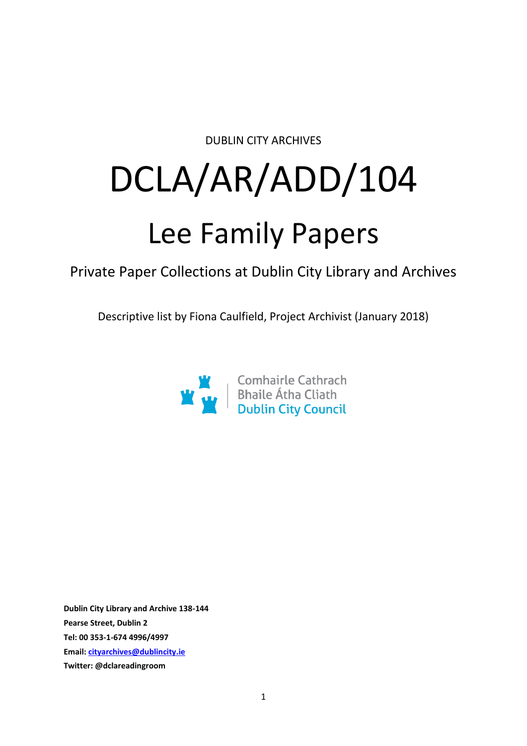DUBLIN CITY ARCHIVES

# DCLA/AR/ADD/104

# Lee Family Papers

## Private Paper Collections at Dublin City Library and Archives

Descriptive list by Fiona Caulfield, Project Archivist (January 2018)

Comhairle Cathrach
Bhaile Átha Cliath
Dublin City Council

**Dublin City Library and Archive 138-144**
**Pearse Street, Dublin 2**
**Tel: 00 353-1-674 4996/4997**
**Email: cityarchives@dublincity.ie**
**Twitter: @dclareadingroom**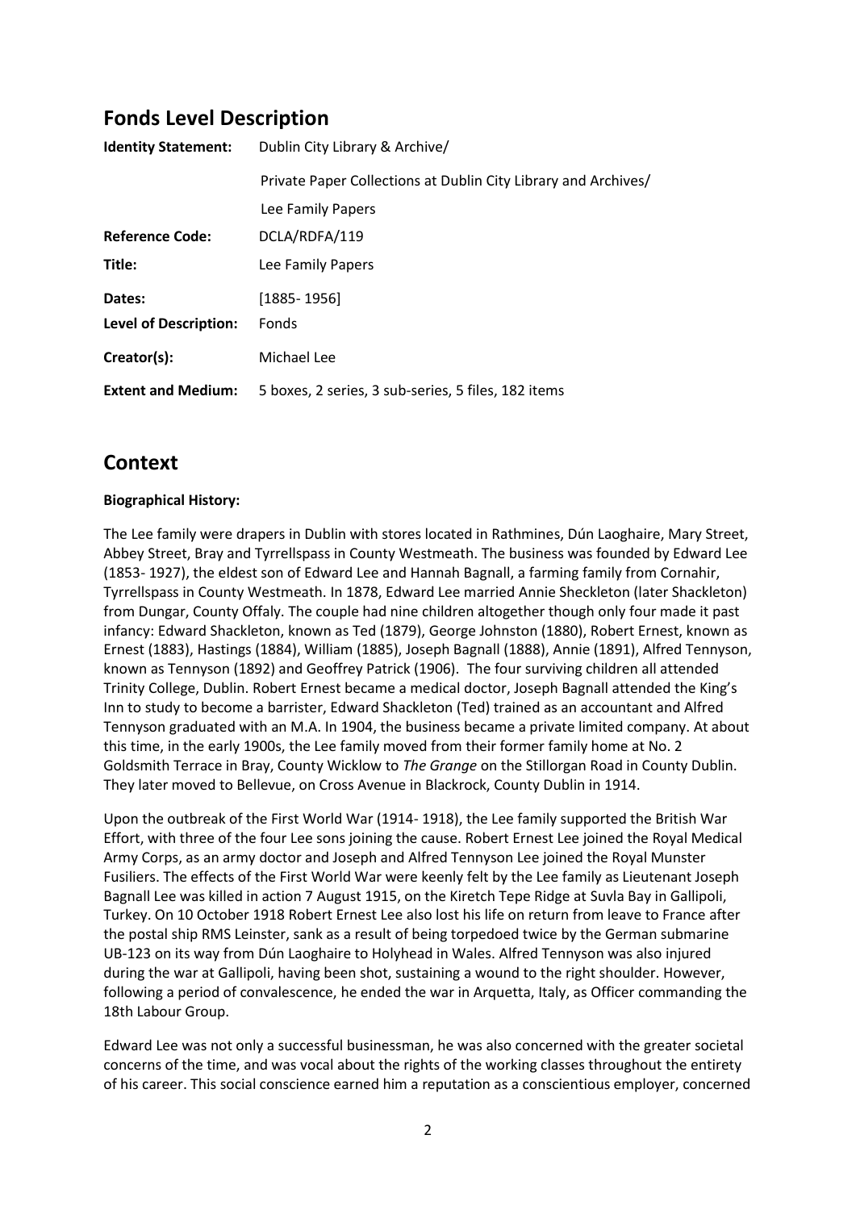## Fonds Level Description

| | |
|---|---|
| **Identity Statement:** | Dublin City Library & Archive/ |
| | Private Paper Collections at Dublin City Library and Archives/ |
| | Lee Family Papers |
| **Reference Code:** | DCLA/RDFA/119 |
| **Title:** | Lee Family Papers |
| **Dates:** | [1885- 1956] |
| **Level of Description:** | Fonds |
| **Creator(s):** | Michael Lee |
| **Extent and Medium:** | 5 boxes, 2 series, 3 sub-series, 5 files, 182 items |

## Context

**Biographical History:**

The Lee family were drapers in Dublin with stores located in Rathmines, Dún Laoghaire, Mary Street, Abbey Street, Bray and Tyrrellspass in County Westmeath. The business was founded by Edward Lee (1853- 1927), the eldest son of Edward Lee and Hannah Bagnall, a farming family from Cornahir, Tyrrellspass in County Westmeath. In 1878, Edward Lee married Annie Sheckleton (later Shackleton) from Dungar, County Offaly. The couple had nine children altogether though only four made it past infancy: Edward Shackleton, known as Ted (1879), George Johnston (1880), Robert Ernest, known as Ernest (1883), Hastings (1884), William (1885), Joseph Bagnall (1888), Annie (1891), Alfred Tennyson, known as Tennyson (1892) and Geoffrey Patrick (1906). The four surviving children all attended Trinity College, Dublin. Robert Ernest became a medical doctor, Joseph Bagnall attended the King's Inn to study to become a barrister, Edward Shackleton (Ted) trained as an accountant and Alfred Tennyson graduated with an M.A. In 1904, the business became a private limited company. At about this time, in the early 1900s, the Lee family moved from their former family home at No. 2 Goldsmith Terrace in Bray, County Wicklow to *The Grange* on the Stillorgan Road in County Dublin. They later moved to Bellevue, on Cross Avenue in Blackrock, County Dublin in 1914.

Upon the outbreak of the First World War (1914- 1918), the Lee family supported the British War Effort, with three of the four Lee sons joining the cause. Robert Ernest Lee joined the Royal Medical Army Corps, as an army doctor and Joseph and Alfred Tennyson Lee joined the Royal Munster Fusiliers. The effects of the First World War were keenly felt by the Lee family as Lieutenant Joseph Bagnall Lee was killed in action 7 August 1915, on the Kiretch Tepe Ridge at Suvla Bay in Gallipoli, Turkey. On 10 October 1918 Robert Ernest Lee also lost his life on return from leave to France after the postal ship RMS Leinster, sank as a result of being torpedoed twice by the German submarine UB-123 on its way from Dún Laoghaire to Holyhead in Wales. Alfred Tennyson was also injured during the war at Gallipoli, having been shot, sustaining a wound to the right shoulder. However, following a period of convalescence, he ended the war in Arquetta, Italy, as Officer commanding the 18th Labour Group.

Edward Lee was not only a successful businessman, he was also concerned with the greater societal concerns of the time, and was vocal about the rights of the working classes throughout the entirety of his career. This social conscience earned him a reputation as a conscientious employer, concerned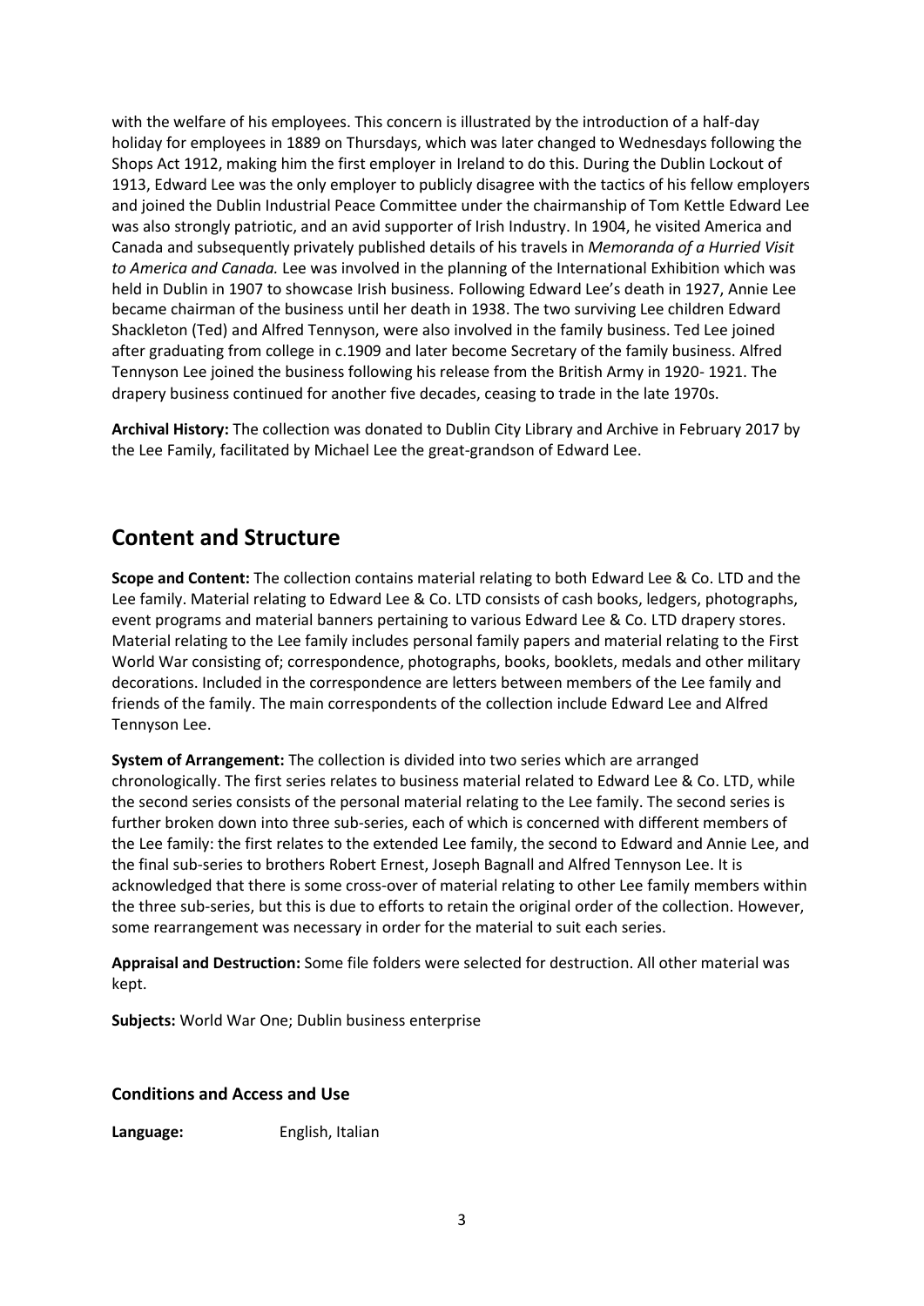with the welfare of his employees. This concern is illustrated by the introduction of a half-day holiday for employees in 1889 on Thursdays, which was later changed to Wednesdays following the Shops Act 1912, making him the first employer in Ireland to do this. During the Dublin Lockout of 1913, Edward Lee was the only employer to publicly disagree with the tactics of his fellow employers and joined the Dublin Industrial Peace Committee under the chairmanship of Tom Kettle Edward Lee was also strongly patriotic, and an avid supporter of Irish Industry. In 1904, he visited America and Canada and subsequently privately published details of his travels in *Memoranda of a Hurried Visit to America and Canada.* Lee was involved in the planning of the International Exhibition which was held in Dublin in 1907 to showcase Irish business. Following Edward Lee's death in 1927, Annie Lee became chairman of the business until her death in 1938. The two surviving Lee children Edward Shackleton (Ted) and Alfred Tennyson, were also involved in the family business. Ted Lee joined after graduating from college in c.1909 and later become Secretary of the family business. Alfred Tennyson Lee joined the business following his release from the British Army in 1920- 1921. The drapery business continued for another five decades, ceasing to trade in the late 1970s.

**Archival History:** The collection was donated to Dublin City Library and Archive in February 2017 by the Lee Family, facilitated by Michael Lee the great-grandson of Edward Lee.

## Content and Structure

**Scope and Content:** The collection contains material relating to both Edward Lee & Co. LTD and the Lee family. Material relating to Edward Lee & Co. LTD consists of cash books, ledgers, photographs, event programs and material banners pertaining to various Edward Lee & Co. LTD drapery stores. Material relating to the Lee family includes personal family papers and material relating to the First World War consisting of; correspondence, photographs, books, booklets, medals and other military decorations. Included in the correspondence are letters between members of the Lee family and friends of the family. The main correspondents of the collection include Edward Lee and Alfred Tennyson Lee.

**System of Arrangement:** The collection is divided into two series which are arranged chronologically. The first series relates to business material related to Edward Lee & Co. LTD, while the second series consists of the personal material relating to the Lee family. The second series is further broken down into three sub-series, each of which is concerned with different members of the Lee family: the first relates to the extended Lee family, the second to Edward and Annie Lee, and the final sub-series to brothers Robert Ernest, Joseph Bagnall and Alfred Tennyson Lee. It is acknowledged that there is some cross-over of material relating to other Lee family members within the three sub-series, but this is due to efforts to retain the original order of the collection. However, some rearrangement was necessary in order for the material to suit each series.

**Appraisal and Destruction:** Some file folders were selected for destruction. All other material was kept.

**Subjects:** World War One; Dublin business enterprise

### Conditions and Access and Use

**Language:** English, Italian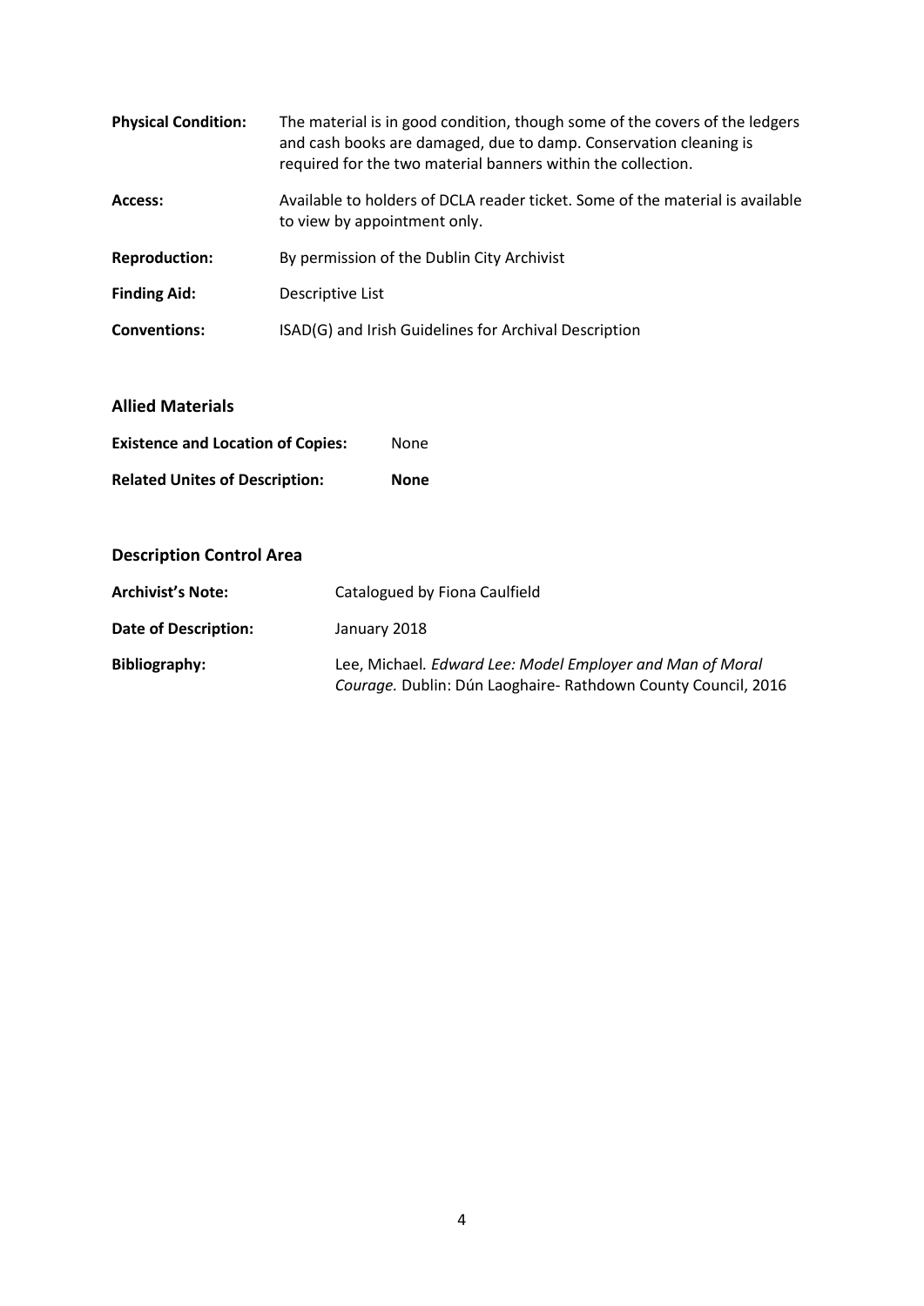**Physical Condition:** The material is in good condition, though some of the covers of the ledgers and cash books are damaged, due to damp. Conservation cleaning is required for the two material banners within the collection.

**Access:** Available to holders of DCLA reader ticket. Some of the material is available to view by appointment only.

**Reproduction:** By permission of the Dublin City Archivist

**Finding Aid:** Descriptive List

**Conventions:** ISAD(G) and Irish Guidelines for Archival Description

## Allied Materials

**Existence and Location of Copies:** None

**Related Unites of Description:** **None**

## Description Control Area

**Archivist's Note:** Catalogued by Fiona Caulfield

**Date of Description:** January 2018

**Bibliography:** Lee, Michael. *Edward Lee: Model Employer and Man of Moral Courage.* Dublin: Dún Laoghaire- Rathdown County Council, 2016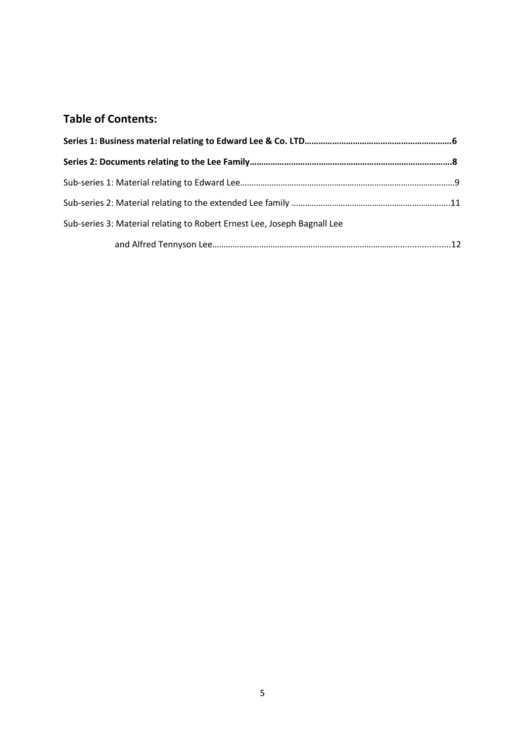## Table of Contents:

**Series 1: Business material relating to Edward Lee & Co. LTD……………………………………………………….6**

**Series 2: Documents relating to the Lee Family……………………………………………………………………………8**

Sub-series 1: Material relating to Edward Lee……………………………………………………………………………………9

Sub-series 2: Material relating to the extended Lee family ……………………………………………………………..11

Sub-series 3: Material relating to Robert Ernest Lee, Joseph Bagnall Lee

and Alfred Tennyson Lee………………………………………………………………………......................12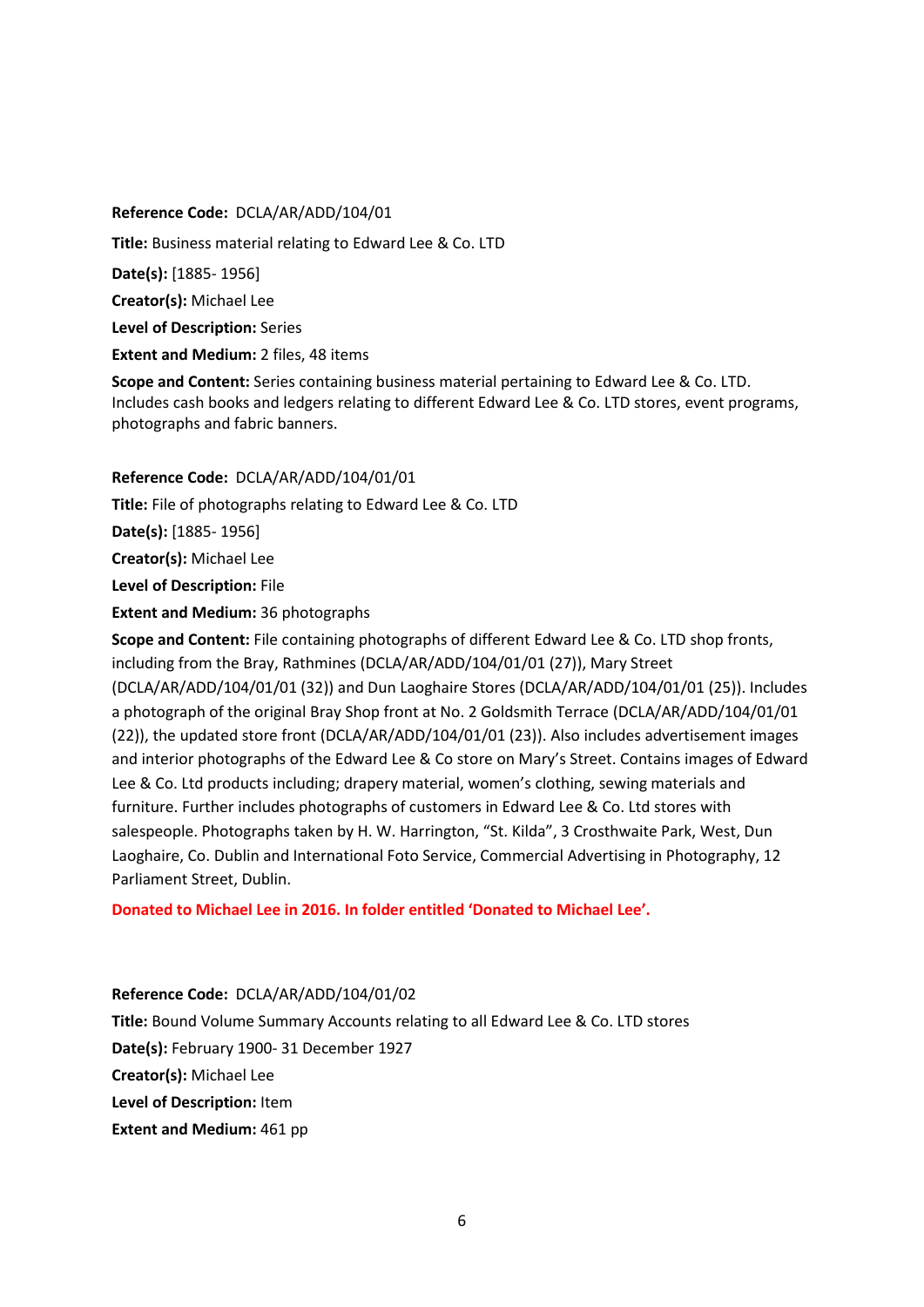**Reference Code:** DCLA/AR/ADD/104/01

**Title:** Business material relating to Edward Lee & Co. LTD

**Date(s):** [1885- 1956]

**Creator(s):** Michael Lee

**Level of Description:** Series

**Extent and Medium:** 2 files, 48 items

**Scope and Content:** Series containing business material pertaining to Edward Lee & Co. LTD. Includes cash books and ledgers relating to different Edward Lee & Co. LTD stores, event programs, photographs and fabric banners.

**Reference Code:** DCLA/AR/ADD/104/01/01

**Title:** File of photographs relating to Edward Lee & Co. LTD

**Date(s):** [1885- 1956]

**Creator(s):** Michael Lee

**Level of Description:** File

**Extent and Medium:** 36 photographs

**Scope and Content:** File containing photographs of different Edward Lee & Co. LTD shop fronts, including from the Bray, Rathmines (DCLA/AR/ADD/104/01/01 (27)), Mary Street (DCLA/AR/ADD/104/01/01 (32)) and Dun Laoghaire Stores (DCLA/AR/ADD/104/01/01 (25)). Includes a photograph of the original Bray Shop front at No. 2 Goldsmith Terrace (DCLA/AR/ADD/104/01/01 (22)), the updated store front (DCLA/AR/ADD/104/01/01 (23)). Also includes advertisement images and interior photographs of the Edward Lee & Co store on Mary's Street. Contains images of Edward Lee & Co. Ltd products including; drapery material, women's clothing, sewing materials and furniture. Further includes photographs of customers in Edward Lee & Co. Ltd stores with salespeople. Photographs taken by H. W. Harrington, "St. Kilda", 3 Crosthwaite Park, West, Dun Laoghaire, Co. Dublin and International Foto Service, Commercial Advertising in Photography, 12 Parliament Street, Dublin.

**Donated to Michael Lee in 2016. In folder entitled 'Donated to Michael Lee'.**

**Reference Code:** DCLA/AR/ADD/104/01/02

**Title:** Bound Volume Summary Accounts relating to all Edward Lee & Co. LTD stores

**Date(s):** February 1900- 31 December 1927

**Creator(s):** Michael Lee

**Level of Description:** Item

**Extent and Medium:** 461 pp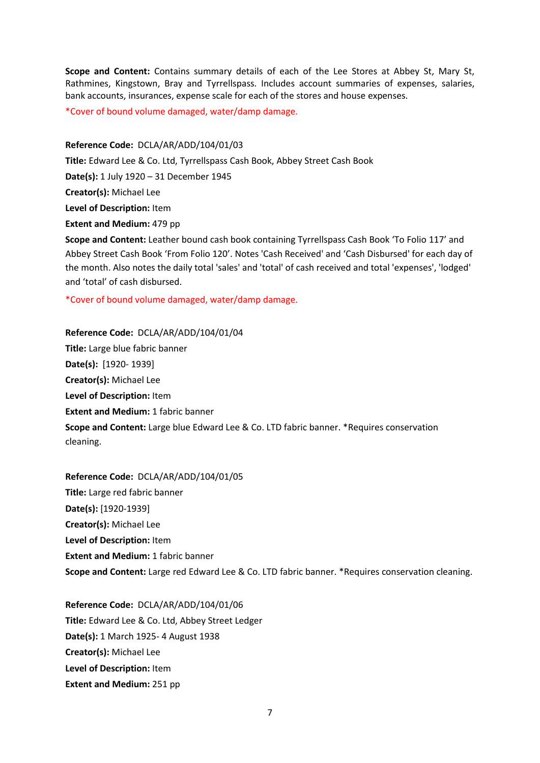**Scope and Content:** Contains summary details of each of the Lee Stores at Abbey St, Mary St, Rathmines, Kingstown, Bray and Tyrrellspass. Includes account summaries of expenses, salaries, bank accounts, insurances, expense scale for each of the stores and house expenses.

*Cover of bound volume damaged, water/damp damage.

**Reference Code:** DCLA/AR/ADD/104/01/03

**Title:** Edward Lee & Co. Ltd, Tyrrellspass Cash Book, Abbey Street Cash Book

**Date(s):** 1 July 1920 – 31 December 1945

**Creator(s):** Michael Lee

**Level of Description:** Item

**Extent and Medium:** 479 pp

**Scope and Content:** Leather bound cash book containing Tyrrellspass Cash Book 'To Folio 117' and Abbey Street Cash Book 'From Folio 120'. Notes 'Cash Received' and 'Cash Disbursed' for each day of the month. Also notes the daily total 'sales' and 'total' of cash received and total 'expenses', 'lodged' and 'total' of cash disbursed.

*Cover of bound volume damaged, water/damp damage.

**Reference Code:** DCLA/AR/ADD/104/01/04

**Title:** Large blue fabric banner

**Date(s):** [1920- 1939]

**Creator(s):** Michael Lee

**Level of Description:** Item

**Extent and Medium:** 1 fabric banner

**Scope and Content:** Large blue Edward Lee & Co. LTD fabric banner. *Requires conservation cleaning.

**Reference Code:** DCLA/AR/ADD/104/01/05

**Title:** Large red fabric banner

**Date(s):** [1920-1939]

**Creator(s):** Michael Lee

**Level of Description:** Item

**Extent and Medium:** 1 fabric banner

**Scope and Content:** Large red Edward Lee & Co. LTD fabric banner. *Requires conservation cleaning.

**Reference Code:** DCLA/AR/ADD/104/01/06

**Title:** Edward Lee & Co. Ltd, Abbey Street Ledger

**Date(s):** 1 March 1925- 4 August 1938

**Creator(s):** Michael Lee

**Level of Description:** Item

**Extent and Medium:** 251 pp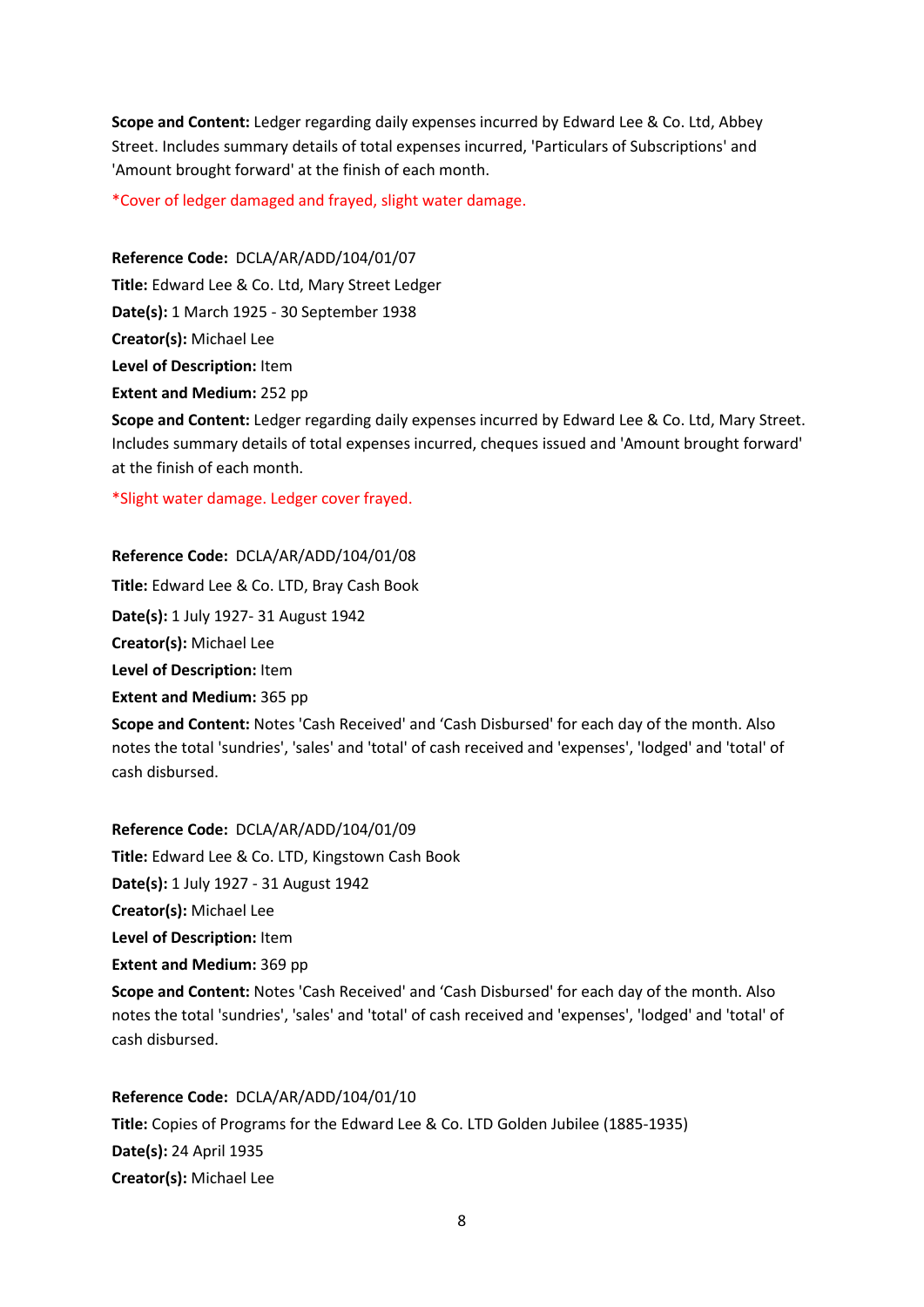**Scope and Content:** Ledger regarding daily expenses incurred by Edward Lee & Co. Ltd, Abbey Street. Includes summary details of total expenses incurred, 'Particulars of Subscriptions' and 'Amount brought forward' at the finish of each month.

*Cover of ledger damaged and frayed, slight water damage.

**Reference Code:** DCLA/AR/ADD/104/01/07

**Title:** Edward Lee & Co. Ltd, Mary Street Ledger

**Date(s):** 1 March 1925 - 30 September 1938

**Creator(s):** Michael Lee

**Level of Description:** Item

**Extent and Medium:** 252 pp

**Scope and Content:** Ledger regarding daily expenses incurred by Edward Lee & Co. Ltd, Mary Street. Includes summary details of total expenses incurred, cheques issued and 'Amount brought forward' at the finish of each month.

*Slight water damage. Ledger cover frayed.

**Reference Code:** DCLA/AR/ADD/104/01/08

**Title:** Edward Lee & Co. LTD, Bray Cash Book

**Date(s):** 1 July 1927- 31 August 1942

**Creator(s):** Michael Lee

**Level of Description:** Item

**Extent and Medium:** 365 pp

**Scope and Content:** Notes 'Cash Received' and 'Cash Disbursed' for each day of the month. Also notes the total 'sundries', 'sales' and 'total' of cash received and 'expenses', 'lodged' and 'total' of cash disbursed.

**Reference Code:** DCLA/AR/ADD/104/01/09

**Title:** Edward Lee & Co. LTD, Kingstown Cash Book

**Date(s):** 1 July 1927 - 31 August 1942

**Creator(s):** Michael Lee

**Level of Description:** Item

**Extent and Medium:** 369 pp

**Scope and Content:** Notes 'Cash Received' and 'Cash Disbursed' for each day of the month. Also notes the total 'sundries', 'sales' and 'total' of cash received and 'expenses', 'lodged' and 'total' of cash disbursed.

**Reference Code:** DCLA/AR/ADD/104/01/10

**Title:** Copies of Programs for the Edward Lee & Co. LTD Golden Jubilee (1885-1935)

**Date(s):** 24 April 1935

**Creator(s):** Michael Lee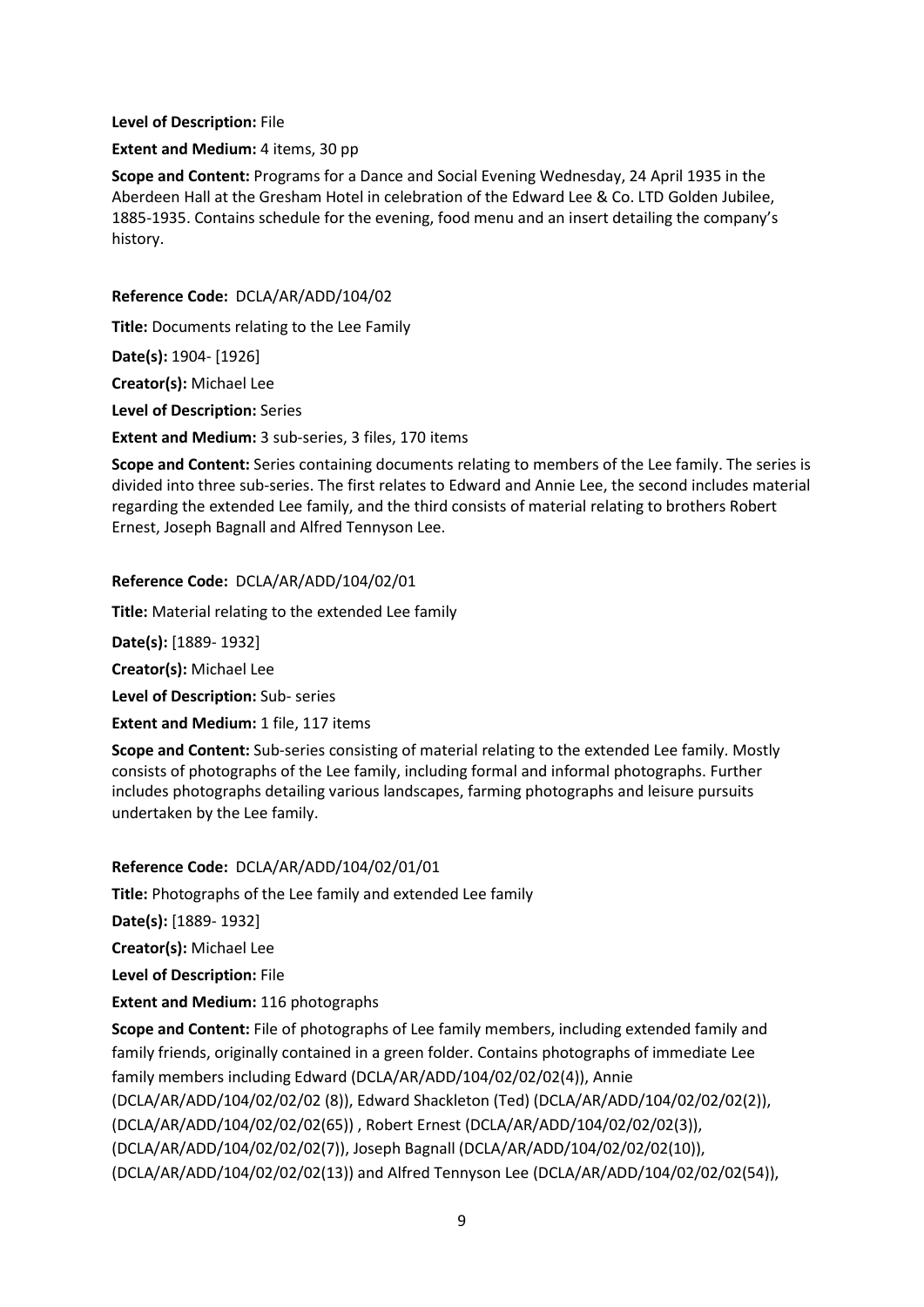**Level of Description:** File

**Extent and Medium:** 4 items, 30 pp

**Scope and Content:** Programs for a Dance and Social Evening Wednesday, 24 April 1935 in the Aberdeen Hall at the Gresham Hotel in celebration of the Edward Lee & Co. LTD Golden Jubilee, 1885-1935. Contains schedule for the evening, food menu and an insert detailing the company's history.

**Reference Code:** DCLA/AR/ADD/104/02

**Title:** Documents relating to the Lee Family

**Date(s):** 1904- [1926]

**Creator(s):** Michael Lee

**Level of Description:** Series

**Extent and Medium:** 3 sub-series, 3 files, 170 items

**Scope and Content:** Series containing documents relating to members of the Lee family. The series is divided into three sub-series. The first relates to Edward and Annie Lee, the second includes material regarding the extended Lee family, and the third consists of material relating to brothers Robert Ernest, Joseph Bagnall and Alfred Tennyson Lee.

**Reference Code:** DCLA/AR/ADD/104/02/01

**Title:** Material relating to the extended Lee family

**Date(s):** [1889- 1932]

**Creator(s):** Michael Lee

**Level of Description:** Sub- series

**Extent and Medium:** 1 file, 117 items

**Scope and Content:** Sub-series consisting of material relating to the extended Lee family. Mostly consists of photographs of the Lee family, including formal and informal photographs. Further includes photographs detailing various landscapes, farming photographs and leisure pursuits undertaken by the Lee family.

**Reference Code:** DCLA/AR/ADD/104/02/01/01

**Title:** Photographs of the Lee family and extended Lee family

**Date(s):** [1889- 1932]

**Creator(s):** Michael Lee

**Level of Description:** File

**Extent and Medium:** 116 photographs

**Scope and Content:** File of photographs of Lee family members, including extended family and family friends, originally contained in a green folder. Contains photographs of immediate Lee family members including Edward (DCLA/AR/ADD/104/02/02/02(4)), Annie (DCLA/AR/ADD/104/02/02/02 (8)), Edward Shackleton (Ted) (DCLA/AR/ADD/104/02/02/02(2)), (DCLA/AR/ADD/104/02/02/02(65)) , Robert Ernest (DCLA/AR/ADD/104/02/02/02(3)), (DCLA/AR/ADD/104/02/02/02(7)), Joseph Bagnall (DCLA/AR/ADD/104/02/02/02(10)), (DCLA/AR/ADD/104/02/02/02(13)) and Alfred Tennyson Lee (DCLA/AR/ADD/104/02/02/02(54)),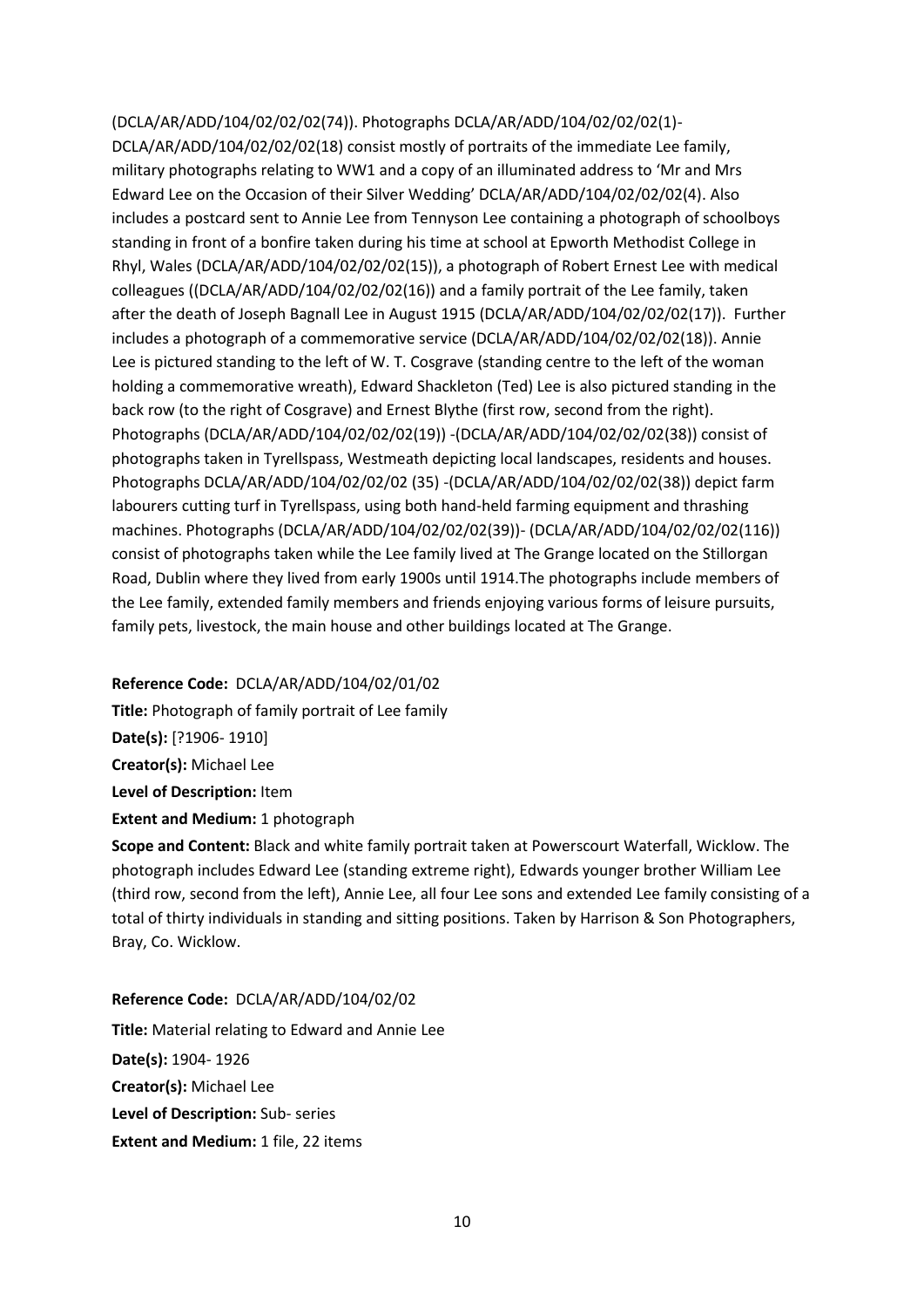(DCLA/AR/ADD/104/02/02/02(74)). Photographs DCLA/AR/ADD/104/02/02/02(1)-DCLA/AR/ADD/104/02/02/02(18) consist mostly of portraits of the immediate Lee family, military photographs relating to WW1 and a copy of an illuminated address to 'Mr and Mrs Edward Lee on the Occasion of their Silver Wedding' DCLA/AR/ADD/104/02/02/02(4). Also includes a postcard sent to Annie Lee from Tennyson Lee containing a photograph of schoolboys standing in front of a bonfire taken during his time at school at Epworth Methodist College in Rhyl, Wales (DCLA/AR/ADD/104/02/02/02(15)), a photograph of Robert Ernest Lee with medical colleagues ((DCLA/AR/ADD/104/02/02/02(16)) and a family portrait of the Lee family, taken after the death of Joseph Bagnall Lee in August 1915 (DCLA/AR/ADD/104/02/02/02(17)). Further includes a photograph of a commemorative service (DCLA/AR/ADD/104/02/02/02(18)). Annie Lee is pictured standing to the left of W. T. Cosgrave (standing centre to the left of the woman holding a commemorative wreath), Edward Shackleton (Ted) Lee is also pictured standing in the back row (to the right of Cosgrave) and Ernest Blythe (first row, second from the right). Photographs (DCLA/AR/ADD/104/02/02/02(19)) -(DCLA/AR/ADD/104/02/02/02(38)) consist of photographs taken in Tyrellspass, Westmeath depicting local landscapes, residents and houses. Photographs DCLA/AR/ADD/104/02/02/02 (35) -(DCLA/AR/ADD/104/02/02/02(38)) depict farm labourers cutting turf in Tyrellspass, using both hand-held farming equipment and thrashing machines. Photographs (DCLA/AR/ADD/104/02/02/02(39))- (DCLA/AR/ADD/104/02/02/02(116)) consist of photographs taken while the Lee family lived at The Grange located on the Stillorgan Road, Dublin where they lived from early 1900s until 1914.The photographs include members of the Lee family, extended family members and friends enjoying various forms of leisure pursuits, family pets, livestock, the main house and other buildings located at The Grange.

**Reference Code:** DCLA/AR/ADD/104/02/01/02

**Title:** Photograph of family portrait of Lee family

**Date(s):** [?1906- 1910]

**Creator(s):** Michael Lee

**Level of Description:** Item

**Extent and Medium:** 1 photograph

**Scope and Content:** Black and white family portrait taken at Powerscourt Waterfall, Wicklow. The photograph includes Edward Lee (standing extreme right), Edwards younger brother William Lee (third row, second from the left), Annie Lee, all four Lee sons and extended Lee family consisting of a total of thirty individuals in standing and sitting positions. Taken by Harrison & Son Photographers, Bray, Co. Wicklow.

**Reference Code:** DCLA/AR/ADD/104/02/02

**Title:** Material relating to Edward and Annie Lee

**Date(s):** 1904- 1926

**Creator(s):** Michael Lee

**Level of Description:** Sub- series

**Extent and Medium:** 1 file, 22 items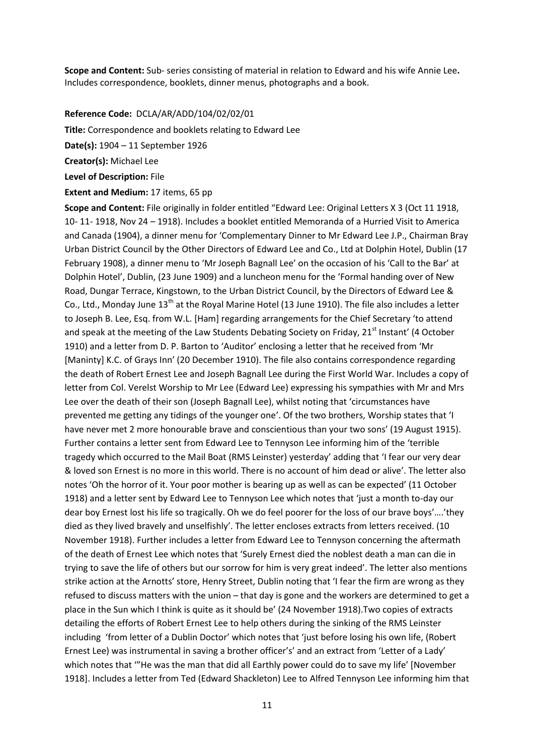**Scope and Content:** Sub- series consisting of material in relation to Edward and his wife Annie Lee**.** Includes correspondence, booklets, dinner menus, photographs and a book.

**Reference Code:** DCLA/AR/ADD/104/02/02/01

**Title:** Correspondence and booklets relating to Edward Lee

**Date(s):** 1904 – 11 September 1926

**Creator(s):** Michael Lee

**Level of Description:** File

**Extent and Medium:** 17 items, 65 pp

**Scope and Content:** File originally in folder entitled "Edward Lee: Original Letters X 3 (Oct 11 1918, 10- 11- 1918, Nov 24 – 1918). Includes a booklet entitled Memoranda of a Hurried Visit to America and Canada (1904), a dinner menu for 'Complementary Dinner to Mr Edward Lee J.P., Chairman Bray Urban District Council by the Other Directors of Edward Lee and Co., Ltd at Dolphin Hotel, Dublin (17 February 1908), a dinner menu to 'Mr Joseph Bagnall Lee' on the occasion of his 'Call to the Bar' at Dolphin Hotel', Dublin, (23 June 1909) and a luncheon menu for the 'Formal handing over of New Road, Dungar Terrace, Kingstown, to the Urban District Council, by the Directors of Edward Lee & Co., Ltd., Monday June 13th at the Royal Marine Hotel (13 June 1910). The file also includes a letter to Joseph B. Lee, Esq. from W.L. [Ham] regarding arrangements for the Chief Secretary 'to attend and speak at the meeting of the Law Students Debating Society on Friday, 21st Instant' (4 October 1910) and a letter from D. P. Barton to 'Auditor' enclosing a letter that he received from 'Mr [Maninty] K.C. of Grays Inn' (20 December 1910). The file also contains correspondence regarding the death of Robert Ernest Lee and Joseph Bagnall Lee during the First World War. Includes a copy of letter from Col. Verelst Worship to Mr Lee (Edward Lee) expressing his sympathies with Mr and Mrs Lee over the death of their son (Joseph Bagnall Lee), whilst noting that 'circumstances have prevented me getting any tidings of the younger one'. Of the two brothers, Worship states that 'I have never met 2 more honourable brave and conscientious than your two sons' (19 August 1915). Further contains a letter sent from Edward Lee to Tennyson Lee informing him of the 'terrible tragedy which occurred to the Mail Boat (RMS Leinster) yesterday' adding that 'I fear our very dear & loved son Ernest is no more in this world. There is no account of him dead or alive'. The letter also notes 'Oh the horror of it. Your poor mother is bearing up as well as can be expected' (11 October 1918) and a letter sent by Edward Lee to Tennyson Lee which notes that 'just a month to-day our dear boy Ernest lost his life so tragically. Oh we do feel poorer for the loss of our brave boys'….'they died as they lived bravely and unselfishly'. The letter encloses extracts from letters received. (10 November 1918). Further includes a letter from Edward Lee to Tennyson concerning the aftermath of the death of Ernest Lee which notes that 'Surely Ernest died the noblest death a man can die in trying to save the life of others but our sorrow for him is very great indeed'. The letter also mentions strike action at the Arnotts' store, Henry Street, Dublin noting that 'I fear the firm are wrong as they refused to discuss matters with the union – that day is gone and the workers are determined to get a place in the Sun which I think is quite as it should be' (24 November 1918).Two copies of extracts detailing the efforts of Robert Ernest Lee to help others during the sinking of the RMS Leinster including 'from letter of a Dublin Doctor' which notes that 'just before losing his own life, (Robert Ernest Lee) was instrumental in saving a brother officer's' and an extract from 'Letter of a Lady' which notes that '"He was the man that did all Earthly power could do to save my life' [November 1918]. Includes a letter from Ted (Edward Shackleton) Lee to Alfred Tennyson Lee informing him that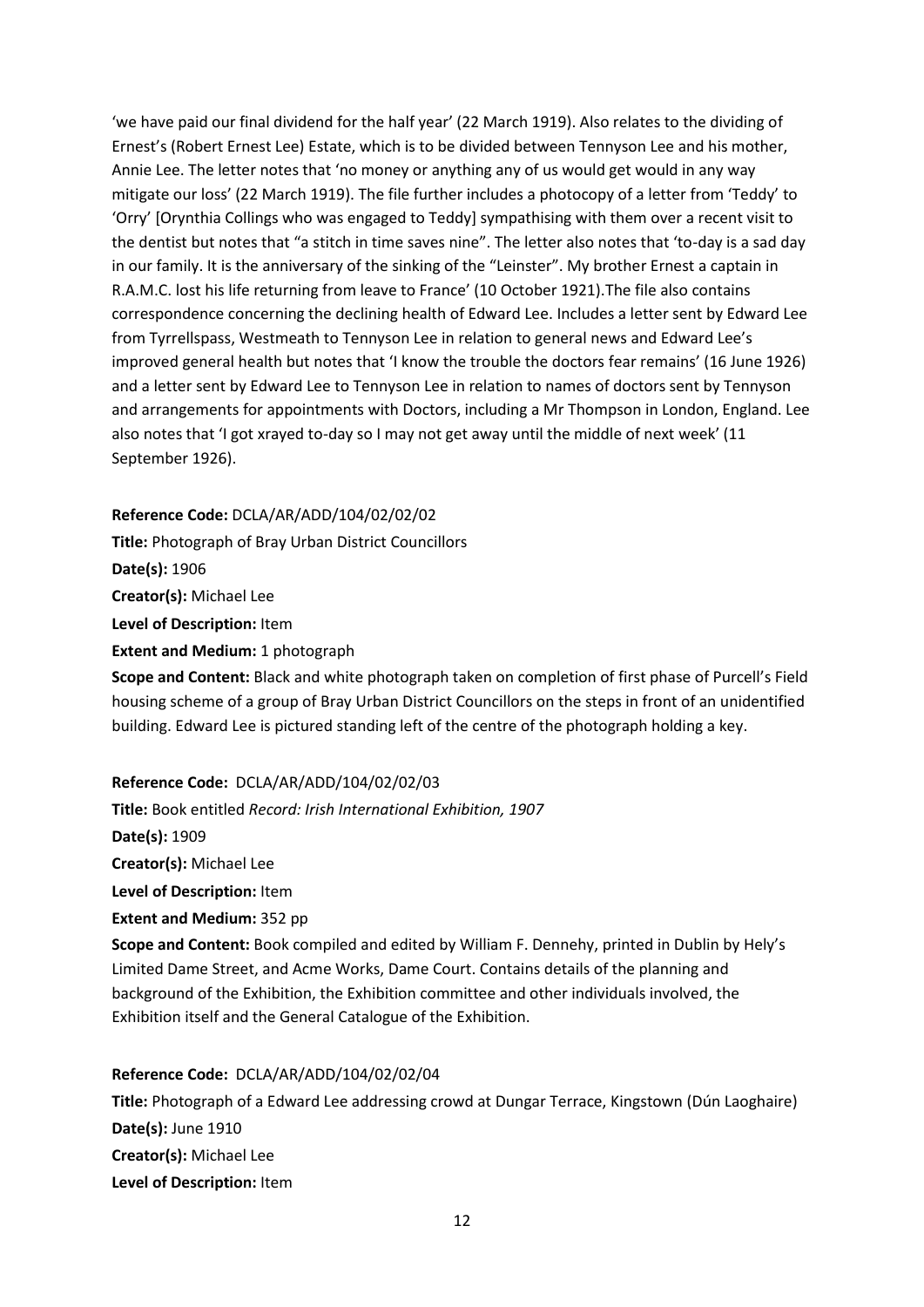'we have paid our final dividend for the half year' (22 March 1919). Also relates to the dividing of Ernest's (Robert Ernest Lee) Estate, which is to be divided between Tennyson Lee and his mother, Annie Lee. The letter notes that 'no money or anything any of us would get would in any way mitigate our loss' (22 March 1919). The file further includes a photocopy of a letter from 'Teddy' to 'Orry' [Orynthia Collings who was engaged to Teddy] sympathising with them over a recent visit to the dentist but notes that "a stitch in time saves nine". The letter also notes that 'to-day is a sad day in our family. It is the anniversary of the sinking of the "Leinster". My brother Ernest a captain in R.A.M.C. lost his life returning from leave to France' (10 October 1921).The file also contains correspondence concerning the declining health of Edward Lee. Includes a letter sent by Edward Lee from Tyrrellspass, Westmeath to Tennyson Lee in relation to general news and Edward Lee's improved general health but notes that 'I know the trouble the doctors fear remains' (16 June 1926) and a letter sent by Edward Lee to Tennyson Lee in relation to names of doctors sent by Tennyson and arrangements for appointments with Doctors, including a Mr Thompson in London, England. Lee also notes that 'I got xrayed to-day so I may not get away until the middle of next week' (11 September 1926).

**Reference Code:** DCLA/AR/ADD/104/02/02/02

**Title:** Photograph of Bray Urban District Councillors

**Date(s):** 1906

**Creator(s):** Michael Lee

**Level of Description:** Item

**Extent and Medium:** 1 photograph

**Scope and Content:** Black and white photograph taken on completion of first phase of Purcell's Field housing scheme of a group of Bray Urban District Councillors on the steps in front of an unidentified building. Edward Lee is pictured standing left of the centre of the photograph holding a key.

**Reference Code:** DCLA/AR/ADD/104/02/02/03

**Title:** Book entitled *Record: Irish International Exhibition, 1907*

**Date(s):** 1909

**Creator(s):** Michael Lee

**Level of Description:** Item

**Extent and Medium:** 352 pp

**Scope and Content:** Book compiled and edited by William F. Dennehy, printed in Dublin by Hely's Limited Dame Street, and Acme Works, Dame Court. Contains details of the planning and background of the Exhibition, the Exhibition committee and other individuals involved, the Exhibition itself and the General Catalogue of the Exhibition.

**Reference Code:** DCLA/AR/ADD/104/02/02/04

**Title:** Photograph of a Edward Lee addressing crowd at Dungar Terrace, Kingstown (Dún Laoghaire)

**Date(s):** June 1910

**Creator(s):** Michael Lee

**Level of Description:** Item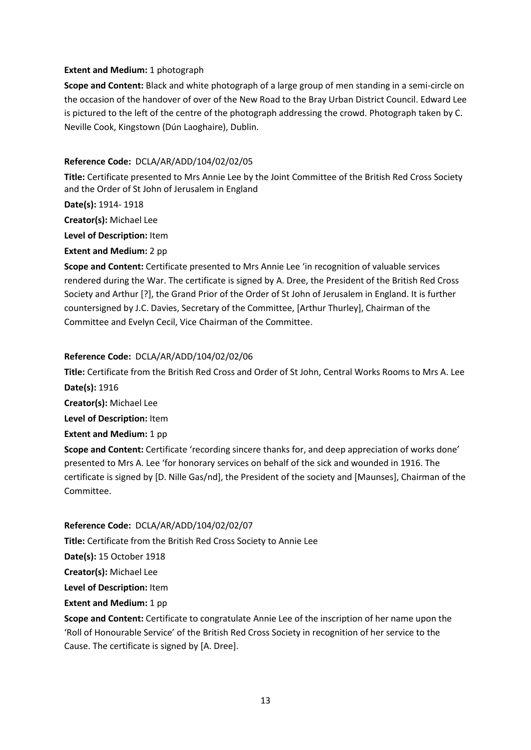**Extent and Medium:** 1 photograph

**Scope and Content:** Black and white photograph of a large group of men standing in a semi-circle on the occasion of the handover of over of the New Road to the Bray Urban District Council. Edward Lee is pictured to the left of the centre of the photograph addressing the crowd. Photograph taken by C. Neville Cook, Kingstown (Dún Laoghaire), Dublin.

**Reference Code:** DCLA/AR/ADD/104/02/02/05

**Title:** Certificate presented to Mrs Annie Lee by the Joint Committee of the British Red Cross Society and the Order of St John of Jerusalem in England

**Date(s):** 1914- 1918

**Creator(s):** Michael Lee

**Level of Description:** Item

**Extent and Medium:** 2 pp

**Scope and Content:** Certificate presented to Mrs Annie Lee 'in recognition of valuable services rendered during the War. The certificate is signed by A. Dree, the President of the British Red Cross Society and Arthur [?], the Grand Prior of the Order of St John of Jerusalem in England. It is further countersigned by J.C. Davies, Secretary of the Committee, [Arthur Thurley], Chairman of the Committee and Evelyn Cecil, Vice Chairman of the Committee.

**Reference Code:** DCLA/AR/ADD/104/02/02/06

**Title:** Certificate from the British Red Cross and Order of St John, Central Works Rooms to Mrs A. Lee

**Date(s):** 1916

**Creator(s):** Michael Lee

**Level of Description:** Item

**Extent and Medium:** 1 pp

**Scope and Content:** Certificate 'recording sincere thanks for, and deep appreciation of works done' presented to Mrs A. Lee 'for honorary services on behalf of the sick and wounded in 1916. The certificate is signed by [D. Nille Gas/nd], the President of the society and [Maunses], Chairman of the Committee.

**Reference Code:** DCLA/AR/ADD/104/02/02/07

**Title:** Certificate from the British Red Cross Society to Annie Lee

**Date(s):** 15 October 1918

**Creator(s):** Michael Lee

**Level of Description:** Item

**Extent and Medium:** 1 pp

**Scope and Content:** Certificate to congratulate Annie Lee of the inscription of her name upon the 'Roll of Honourable Service' of the British Red Cross Society in recognition of her service to the Cause. The certificate is signed by [A. Dree].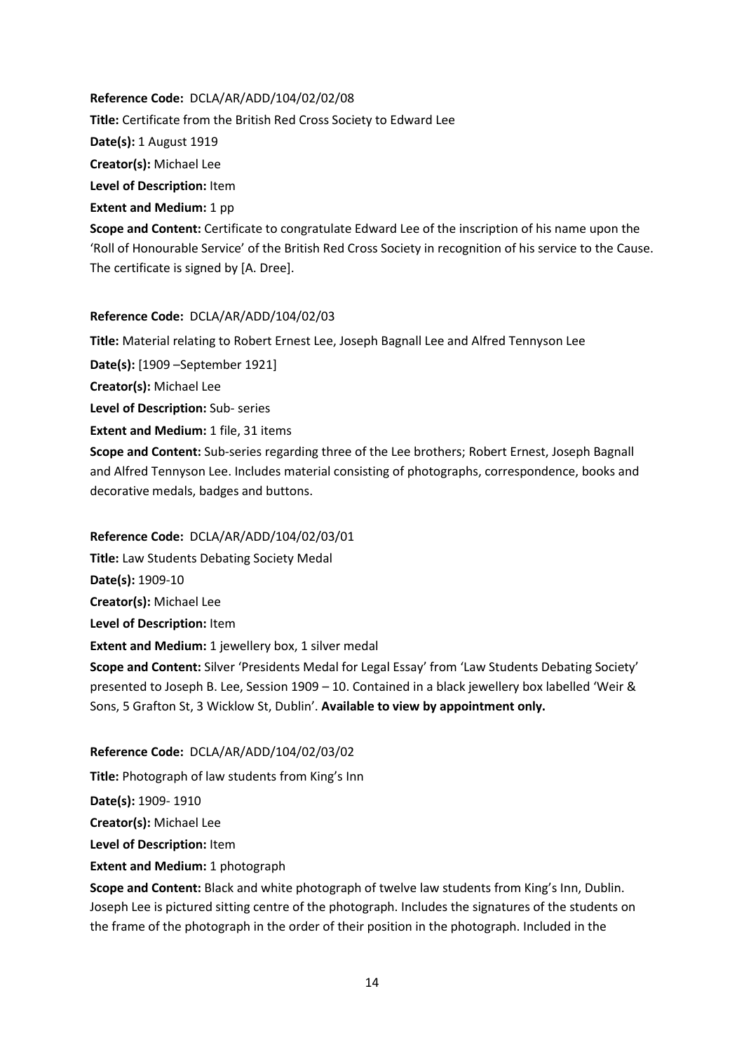**Reference Code:** DCLA/AR/ADD/104/02/02/08

**Title:** Certificate from the British Red Cross Society to Edward Lee

**Date(s):** 1 August 1919

**Creator(s):** Michael Lee

**Level of Description:** Item

**Extent and Medium:** 1 pp

**Scope and Content:** Certificate to congratulate Edward Lee of the inscription of his name upon the 'Roll of Honourable Service' of the British Red Cross Society in recognition of his service to the Cause. The certificate is signed by [A. Dree].

**Reference Code:** DCLA/AR/ADD/104/02/03

**Title:** Material relating to Robert Ernest Lee, Joseph Bagnall Lee and Alfred Tennyson Lee

**Date(s):** [1909 –September 1921]

**Creator(s):** Michael Lee

**Level of Description:** Sub- series

**Extent and Medium:** 1 file, 31 items

**Scope and Content:** Sub-series regarding three of the Lee brothers; Robert Ernest, Joseph Bagnall and Alfred Tennyson Lee. Includes material consisting of photographs, correspondence, books and decorative medals, badges and buttons.

**Reference Code:** DCLA/AR/ADD/104/02/03/01

**Title:** Law Students Debating Society Medal

**Date(s):** 1909-10

**Creator(s):** Michael Lee

**Level of Description:** Item

**Extent and Medium:** 1 jewellery box, 1 silver medal

**Scope and Content:** Silver 'Presidents Medal for Legal Essay' from 'Law Students Debating Society' presented to Joseph B. Lee, Session 1909 – 10. Contained in a black jewellery box labelled 'Weir & Sons, 5 Grafton St, 3 Wicklow St, Dublin'. **Available to view by appointment only.**

**Reference Code:** DCLA/AR/ADD/104/02/03/02

**Title:** Photograph of law students from King's Inn

**Date(s):** 1909- 1910

**Creator(s):** Michael Lee

**Level of Description:** Item

**Extent and Medium:** 1 photograph

**Scope and Content:** Black and white photograph of twelve law students from King's Inn, Dublin. Joseph Lee is pictured sitting centre of the photograph. Includes the signatures of the students on the frame of the photograph in the order of their position in the photograph. Included in the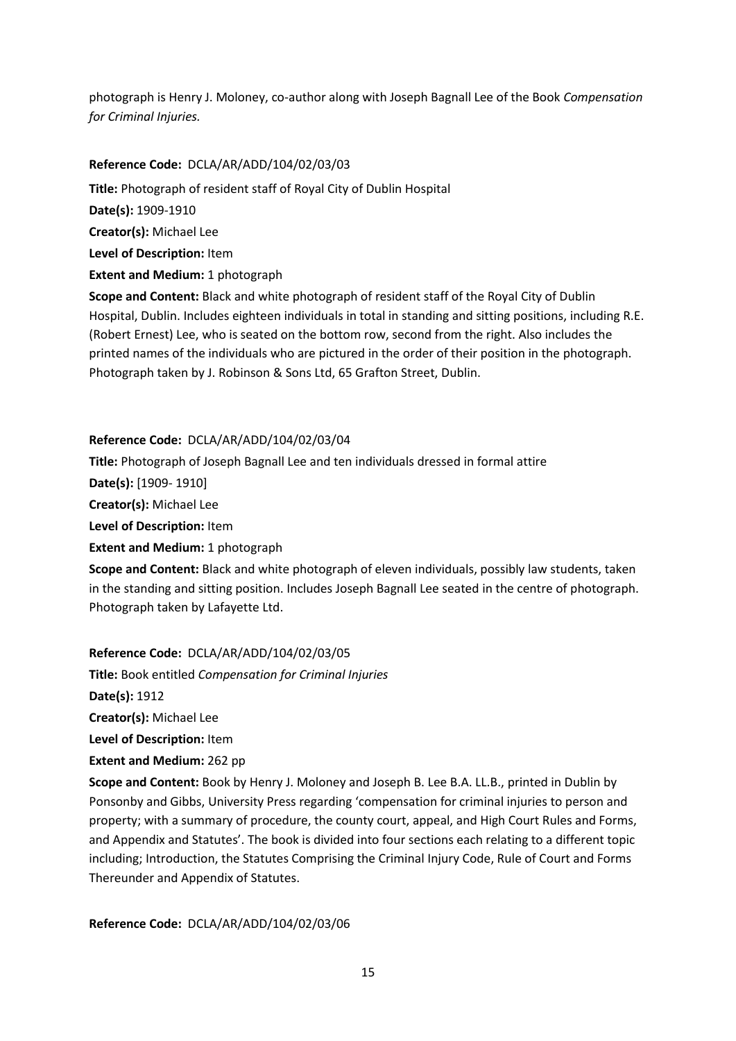photograph is Henry J. Moloney, co-author along with Joseph Bagnall Lee of the Book *Compensation for Criminal Injuries.*

**Reference Code:** DCLA/AR/ADD/104/02/03/03

**Title:** Photograph of resident staff of Royal City of Dublin Hospital

**Date(s):** 1909-1910

**Creator(s):** Michael Lee

**Level of Description:** Item

**Extent and Medium:** 1 photograph

**Scope and Content:** Black and white photograph of resident staff of the Royal City of Dublin Hospital, Dublin. Includes eighteen individuals in total in standing and sitting positions, including R.E. (Robert Ernest) Lee, who is seated on the bottom row, second from the right. Also includes the printed names of the individuals who are pictured in the order of their position in the photograph. Photograph taken by J. Robinson & Sons Ltd, 65 Grafton Street, Dublin.

**Reference Code:** DCLA/AR/ADD/104/02/03/04

**Title:** Photograph of Joseph Bagnall Lee and ten individuals dressed in formal attire

**Date(s):** [1909- 1910]

**Creator(s):** Michael Lee

**Level of Description:** Item

**Extent and Medium:** 1 photograph

**Scope and Content:** Black and white photograph of eleven individuals, possibly law students, taken in the standing and sitting position. Includes Joseph Bagnall Lee seated in the centre of photograph. Photograph taken by Lafayette Ltd.

**Reference Code:** DCLA/AR/ADD/104/02/03/05

**Title:** Book entitled *Compensation for Criminal Injuries*

**Date(s):** 1912

**Creator(s):** Michael Lee

**Level of Description:** Item

**Extent and Medium:** 262 pp

**Scope and Content:** Book by Henry J. Moloney and Joseph B. Lee B.A. LL.B., printed in Dublin by Ponsonby and Gibbs, University Press regarding 'compensation for criminal injuries to person and property; with a summary of procedure, the county court, appeal, and High Court Rules and Forms, and Appendix and Statutes'. The book is divided into four sections each relating to a different topic including; Introduction, the Statutes Comprising the Criminal Injury Code, Rule of Court and Forms Thereunder and Appendix of Statutes.

**Reference Code:** DCLA/AR/ADD/104/02/03/06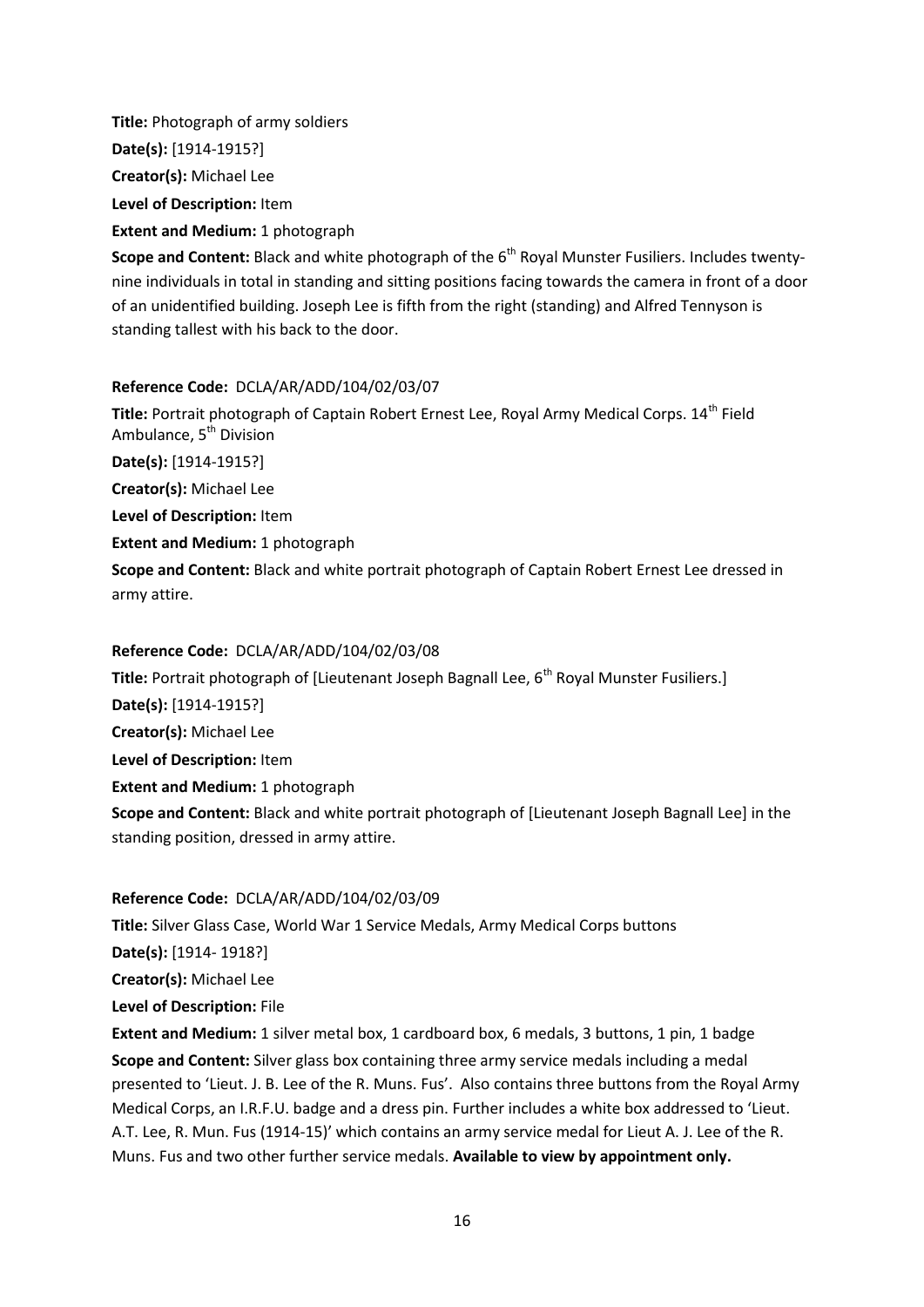**Title:** Photograph of army soldiers

**Date(s):** [1914-1915?]

**Creator(s):** Michael Lee

**Level of Description:** Item

**Extent and Medium:** 1 photograph

**Scope and Content:** Black and white photograph of the 6th Royal Munster Fusiliers. Includes twenty-nine individuals in total in standing and sitting positions facing towards the camera in front of a door of an unidentified building. Joseph Lee is fifth from the right (standing) and Alfred Tennyson is standing tallest with his back to the door.

**Reference Code:** DCLA/AR/ADD/104/02/03/07

**Title:** Portrait photograph of Captain Robert Ernest Lee, Royal Army Medical Corps. 14th Field Ambulance, 5th Division

**Date(s):** [1914-1915?]

**Creator(s):** Michael Lee

**Level of Description:** Item

**Extent and Medium:** 1 photograph

**Scope and Content:** Black and white portrait photograph of Captain Robert Ernest Lee dressed in army attire.

**Reference Code:** DCLA/AR/ADD/104/02/03/08

**Title:** Portrait photograph of [Lieutenant Joseph Bagnall Lee, 6th Royal Munster Fusiliers.]

**Date(s):** [1914-1915?]

**Creator(s):** Michael Lee

**Level of Description:** Item

**Extent and Medium:** 1 photograph

**Scope and Content:** Black and white portrait photograph of [Lieutenant Joseph Bagnall Lee] in the standing position, dressed in army attire.

**Reference Code:** DCLA/AR/ADD/104/02/03/09

**Title:** Silver Glass Case, World War 1 Service Medals, Army Medical Corps buttons

**Date(s):** [1914- 1918?]

**Creator(s):** Michael Lee

**Level of Description:** File

**Extent and Medium:** 1 silver metal box, 1 cardboard box, 6 medals, 3 buttons, 1 pin, 1 badge

**Scope and Content:** Silver glass box containing three army service medals including a medal presented to 'Lieut. J. B. Lee of the R. Muns. Fus'. Also contains three buttons from the Royal Army Medical Corps, an I.R.F.U. badge and a dress pin. Further includes a white box addressed to 'Lieut. A.T. Lee, R. Mun. Fus (1914-15)' which contains an army service medal for Lieut A. J. Lee of the R. Muns. Fus and two other further service medals. **Available to view by appointment only.**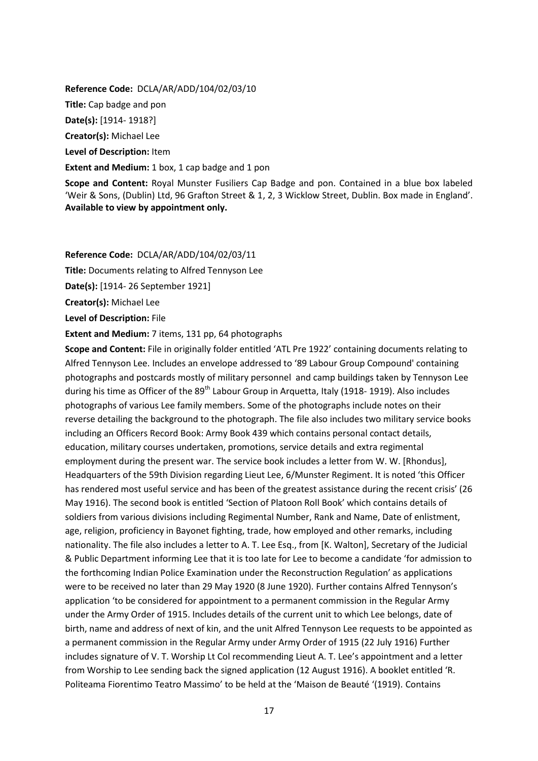**Reference Code:** DCLA/AR/ADD/104/02/03/10

**Title:** Cap badge and pon

**Date(s):** [1914- 1918?]

**Creator(s):** Michael Lee

**Level of Description:** Item

**Extent and Medium:** 1 box, 1 cap badge and 1 pon

**Scope and Content:** Royal Munster Fusiliers Cap Badge and pon. Contained in a blue box labeled 'Weir & Sons, (Dublin) Ltd, 96 Grafton Street & 1, 2, 3 Wicklow Street, Dublin. Box made in England'. **Available to view by appointment only.**

**Reference Code:** DCLA/AR/ADD/104/02/03/11

**Title:** Documents relating to Alfred Tennyson Lee

**Date(s):** [1914- 26 September 1921]

**Creator(s):** Michael Lee

**Level of Description:** File

**Extent and Medium:** 7 items, 131 pp, 64 photographs

**Scope and Content:** File in originally folder entitled 'ATL Pre 1922' containing documents relating to Alfred Tennyson Lee. Includes an envelope addressed to '89 Labour Group Compound' containing photographs and postcards mostly of military personnel and camp buildings taken by Tennyson Lee during his time as Officer of the 89th Labour Group in Arquetta, Italy (1918- 1919). Also includes photographs of various Lee family members. Some of the photographs include notes on their reverse detailing the background to the photograph. The file also includes two military service books including an Officers Record Book: Army Book 439 which contains personal contact details, education, military courses undertaken, promotions, service details and extra regimental employment during the present war. The service book includes a letter from W. W. [Rhondus], Headquarters of the 59th Division regarding Lieut Lee, 6/Munster Regiment. It is noted 'this Officer has rendered most useful service and has been of the greatest assistance during the recent crisis' (26 May 1916). The second book is entitled 'Section of Platoon Roll Book' which contains details of soldiers from various divisions including Regimental Number, Rank and Name, Date of enlistment, age, religion, proficiency in Bayonet fighting, trade, how employed and other remarks, including nationality. The file also includes a letter to A. T. Lee Esq., from [K. Walton], Secretary of the Judicial & Public Department informing Lee that it is too late for Lee to become a candidate 'for admission to the forthcoming Indian Police Examination under the Reconstruction Regulation' as applications were to be received no later than 29 May 1920 (8 June 1920). Further contains Alfred Tennyson's application 'to be considered for appointment to a permanent commission in the Regular Army under the Army Order of 1915. Includes details of the current unit to which Lee belongs, date of birth, name and address of next of kin, and the unit Alfred Tennyson Lee requests to be appointed as a permanent commission in the Regular Army under Army Order of 1915 (22 July 1916) Further includes signature of V. T. Worship Lt Col recommending Lieut A. T. Lee's appointment and a letter from Worship to Lee sending back the signed application (12 August 1916). A booklet entitled 'R. Politeama Fiorentimo Teatro Massimo' to be held at the 'Maison de Beauté '(1919). Contains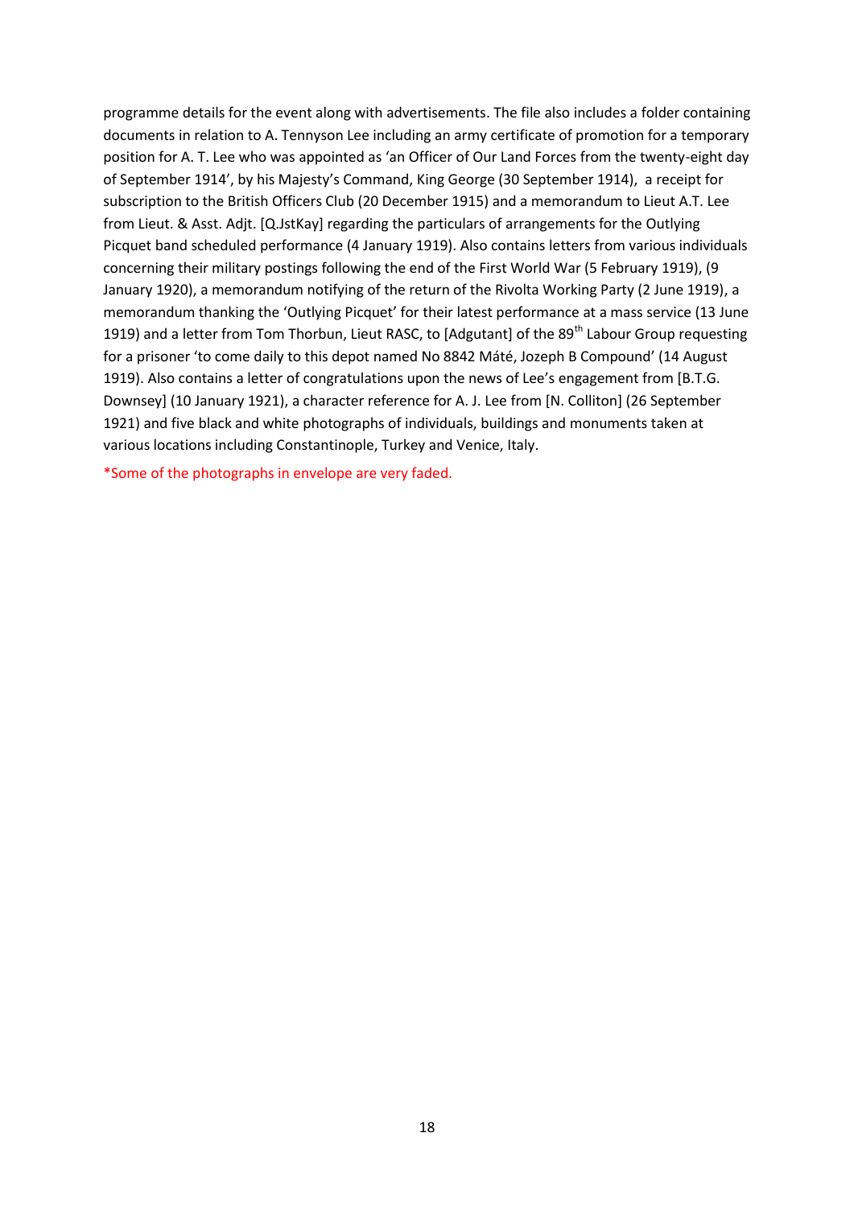programme details for the event along with advertisements. The file also includes a folder containing documents in relation to A. Tennyson Lee including an army certificate of promotion for a temporary position for A. T. Lee who was appointed as 'an Officer of Our Land Forces from the twenty-eight day of September 1914', by his Majesty's Command, King George (30 September 1914), a receipt for subscription to the British Officers Club (20 December 1915) and a memorandum to Lieut A.T. Lee from Lieut. & Asst. Adjt. [Q.JstKay] regarding the particulars of arrangements for the Outlying Picquet band scheduled performance (4 January 1919). Also contains letters from various individuals concerning their military postings following the end of the First World War (5 February 1919), (9 January 1920), a memorandum notifying of the return of the Rivolta Working Party (2 June 1919), a memorandum thanking the 'Outlying Picquet' for their latest performance at a mass service (13 June 1919) and a letter from Tom Thorbun, Lieut RASC, to [Adgutant] of the 89th Labour Group requesting for a prisoner 'to come daily to this depot named No 8842 Máté, Jozeph B Compound' (14 August 1919). Also contains a letter of congratulations upon the news of Lee's engagement from [B.T.G. Downsey] (10 January 1921), a character reference for A. J. Lee from [N. Colliton] (26 September 1921) and five black and white photographs of individuals, buildings and monuments taken at various locations including Constantinople, Turkey and Venice, Italy.

*Some of the photographs in envelope are very faded.